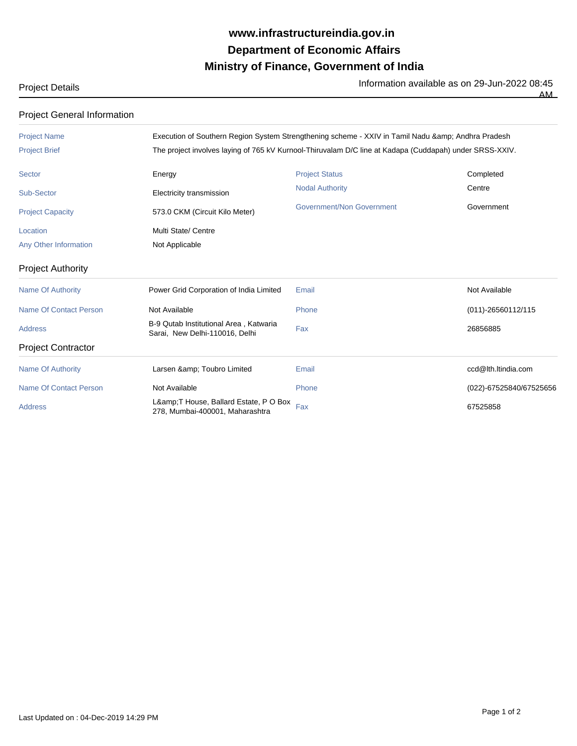# www.infrastructureindia.gov.in
# Department of Economic Affairs
# Ministry of Finance, Government of India

Project Details

Information available as on 29-Jun-2022 08:45 AM

## Project General Information

| | |
|---|---|
| Project Name | Execution of Southern Region System Strengthening scheme - XXIV in Tamil Nadu &amp; Andhra Pradesh |
| Project Brief | The project involves laying of 765 kV Kurnool-Thiruvalam D/C line at Kadapa (Cuddapah) under SRSS-XXIV. |

| | | | |
|---|---|---|---|
| Sector | Energy | Project Status | Completed |
| Sub-Sector | Electricity transmission | Nodal Authority | Centre |
| Project Capacity | 573.0 CKM (Circuit Kilo Meter) | Government/Non Government | Government |
| Location | Multi State/ Centre | | |
| Any Other Information | Not Applicable | | |

## Project Authority

| | | | |
|---|---|---|---|
| Name Of Authority | Power Grid Corporation of India Limited | Email | Not Available |
| Name Of Contact Person | Not Available | Phone | (011)-26560112/115 |
| Address | B-9 Qutab Institutional Area , Katwaria Sarai, New Delhi-110016, Delhi | Fax | 26856885 |

## Project Contractor

| | | | |
|---|---|---|---|
| Name Of Authority | Larsen &amp; Toubro Limited | Email | ccd@lth.ltindia.com |
| Name Of Contact Person | Not Available | Phone | (022)-67525840/67525656 |
| Address | L&amp;T House, Ballard Estate, P O Box 278, Mumbai-400001, Maharashtra | Fax | 67525858 |

Last Updated on : 04-Dec-2019 14:29 PM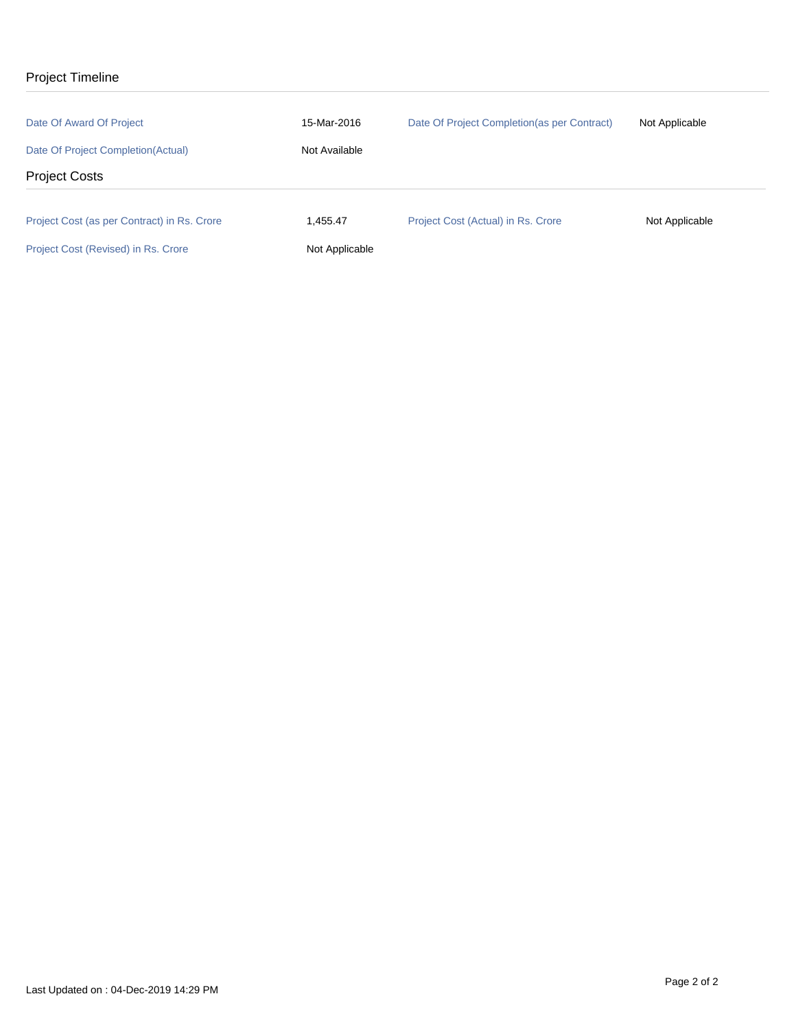## Project Timeline

| | | | |
|---|---|---|---|
| Date Of Award Of Project | 15-Mar-2016 | Date Of Project Completion(as per Contract) | Not Applicable |
| Date Of Project Completion(Actual) | Not Available | | |

## Project Costs

| | | | |
|---|---|---|---|
| Project Cost (as per Contract) in Rs. Crore | 1,455.47 | Project Cost (Actual) in Rs. Crore | Not Applicable |
| Project Cost (Revised) in Rs. Crore | Not Applicable | | |

Last Updated on : 04-Dec-2019 14:29 PM